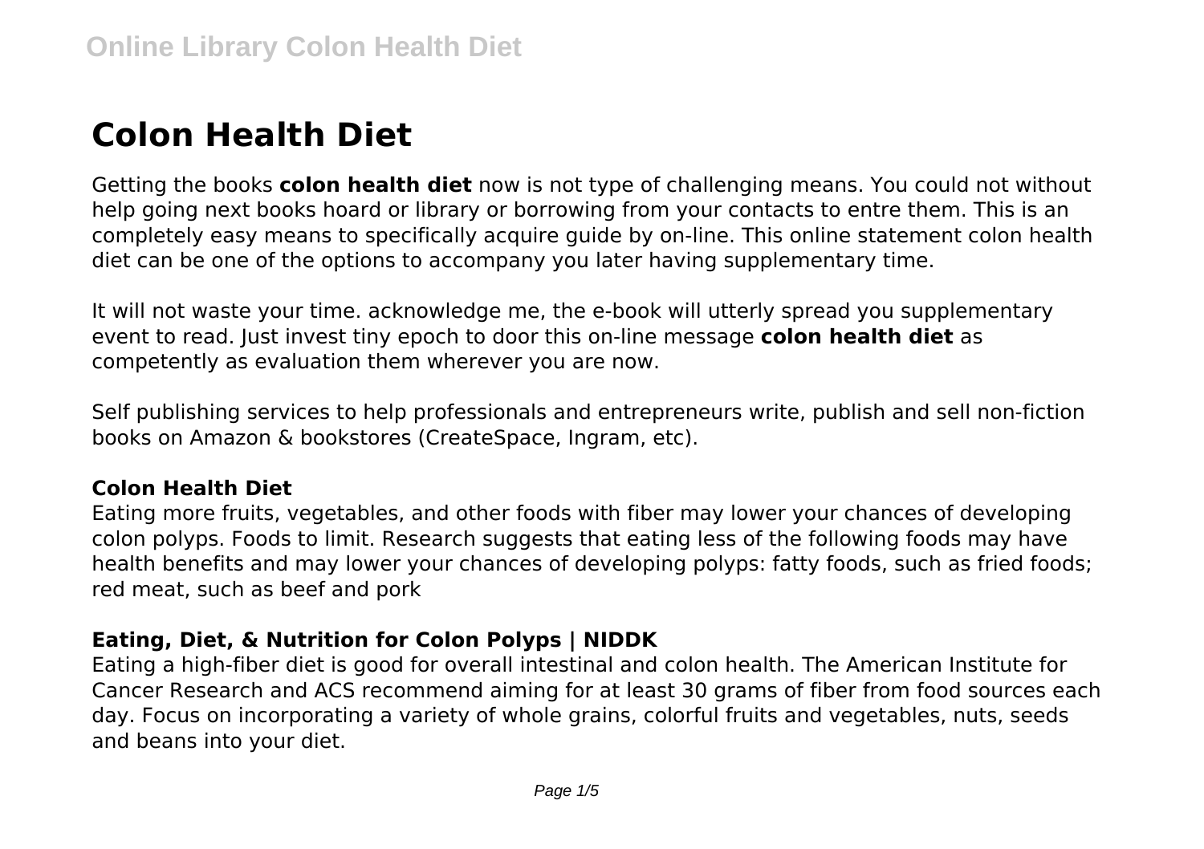# Colon Health Diet

Getting the books **colon health diet** now is not type of challenging means. You could not without help going next books hoard or library or borrowing from your contacts to entre them. This is an completely easy means to specifically acquire guide by on-line. This online statement colon health diet can be one of the options to accompany you later having supplementary time.

It will not waste your time. acknowledge me, the e-book will utterly spread you supplementary event to read. Just invest tiny epoch to door this on-line message **colon health diet** as competently as evaluation them wherever you are now.

Self publishing services to help professionals and entrepreneurs write, publish and sell non-fiction books on Amazon & bookstores (CreateSpace, Ingram, etc).

### Colon Health Diet

Eating more fruits, vegetables, and other foods with fiber may lower your chances of developing colon polyps. Foods to limit. Research suggests that eating less of the following foods may have health benefits and may lower your chances of developing polyps: fatty foods, such as fried foods; red meat, such as beef and pork

### Eating, Diet, & Nutrition for Colon Polyps | NIDDK

Eating a high-fiber diet is good for overall intestinal and colon health. The American Institute for Cancer Research and ACS recommend aiming for at least 30 grams of fiber from food sources each day. Focus on incorporating a variety of whole grains, colorful fruits and vegetables, nuts, seeds and beans into your diet.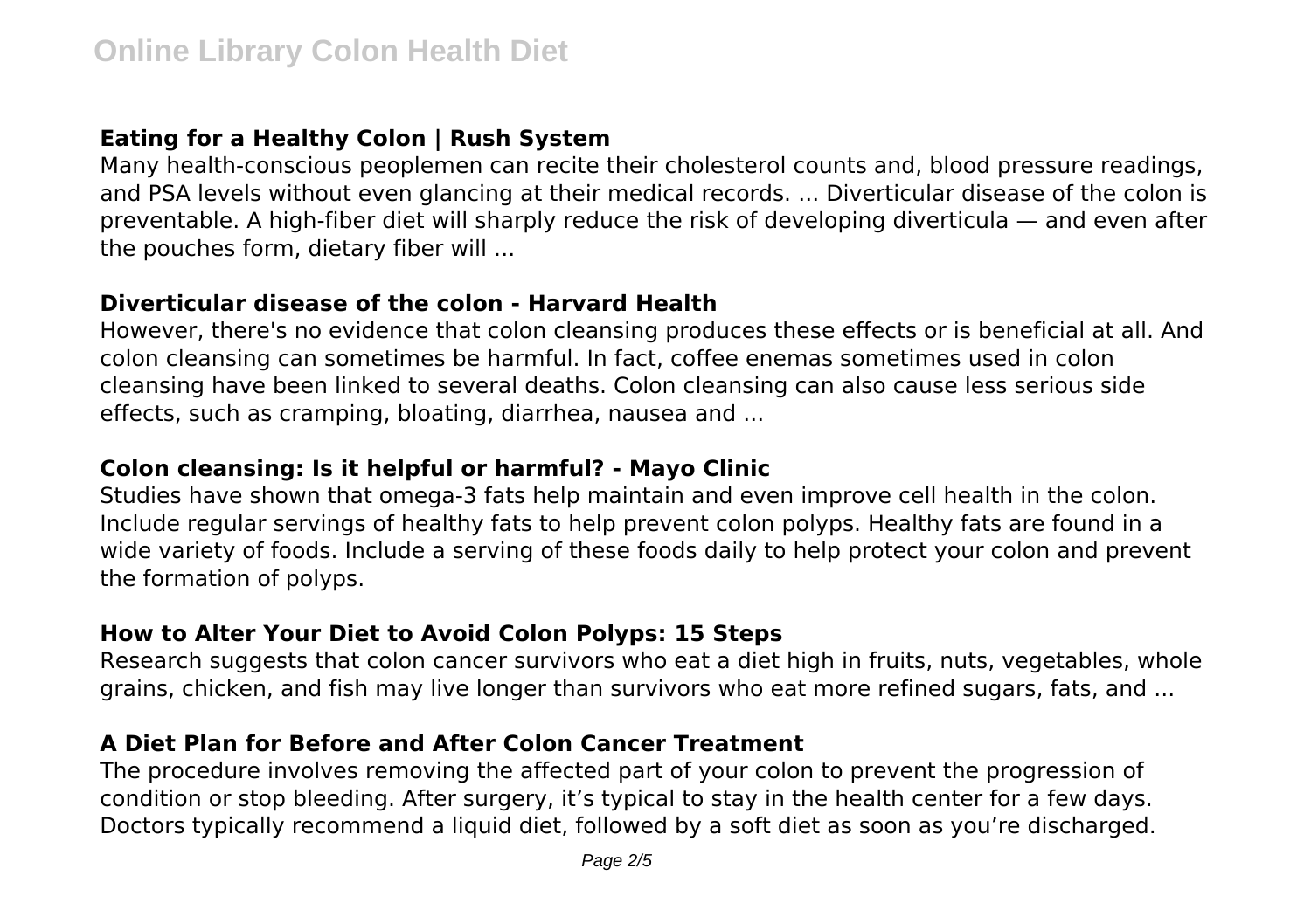### Eating for a Healthy Colon | Rush System

Many health-conscious peoplemen can recite their cholesterol counts and, blood pressure readings, and PSA levels without even glancing at their medical records. ... Diverticular disease of the colon is preventable. A high-fiber diet will sharply reduce the risk of developing diverticula — and even after the pouches form, dietary fiber will ...

### Diverticular disease of the colon - Harvard Health

However, there's no evidence that colon cleansing produces these effects or is beneficial at all. And colon cleansing can sometimes be harmful. In fact, coffee enemas sometimes used in colon cleansing have been linked to several deaths. Colon cleansing can also cause less serious side effects, such as cramping, bloating, diarrhea, nausea and ...

### Colon cleansing: Is it helpful or harmful? - Mayo Clinic

Studies have shown that omega-3 fats help maintain and even improve cell health in the colon. Include regular servings of healthy fats to help prevent colon polyps. Healthy fats are found in a wide variety of foods. Include a serving of these foods daily to help protect your colon and prevent the formation of polyps.

### How to Alter Your Diet to Avoid Colon Polyps: 15 Steps

Research suggests that colon cancer survivors who eat a diet high in fruits, nuts, vegetables, whole grains, chicken, and fish may live longer than survivors who eat more refined sugars, fats, and ...

### A Diet Plan for Before and After Colon Cancer Treatment

The procedure involves removing the affected part of your colon to prevent the progression of condition or stop bleeding. After surgery, it's typical to stay in the health center for a few days. Doctors typically recommend a liquid diet, followed by a soft diet as soon as you're discharged.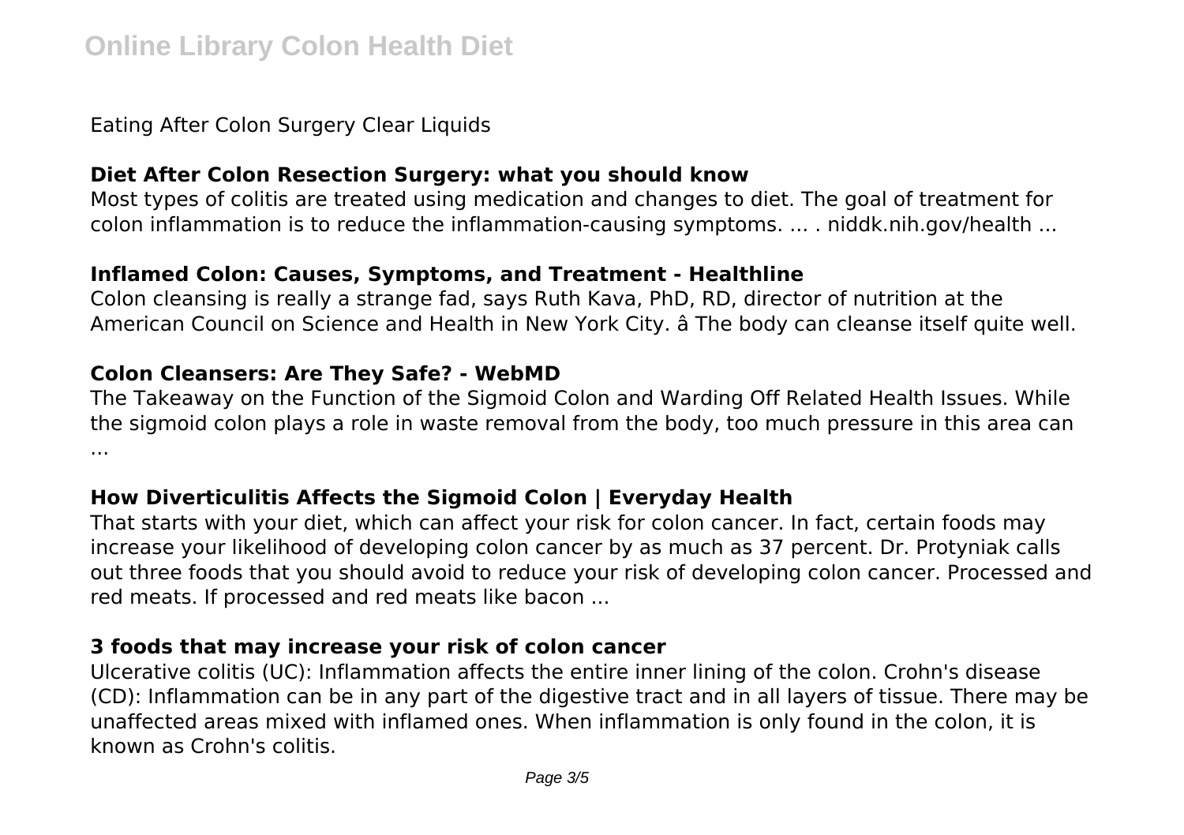Eating After Colon Surgery Clear Liquids

### Diet After Colon Resection Surgery: what you should know

Most types of colitis are treated using medication and changes to diet. The goal of treatment for colon inflammation is to reduce the inflammation-causing symptoms. ... . niddk.nih.gov/health ...

### Inflamed Colon: Causes, Symptoms, and Treatment - Healthline

Colon cleansing is really a strange fad, says Ruth Kava, PhD, RD, director of nutrition at the American Council on Science and Health in New York City. â The body can cleanse itself quite well.

### Colon Cleansers: Are They Safe? - WebMD

The Takeaway on the Function of the Sigmoid Colon and Warding Off Related Health Issues. While the sigmoid colon plays a role in waste removal from the body, too much pressure in this area can ...

### How Diverticulitis Affects the Sigmoid Colon | Everyday Health

That starts with your diet, which can affect your risk for colon cancer. In fact, certain foods may increase your likelihood of developing colon cancer by as much as 37 percent. Dr. Protyniak calls out three foods that you should avoid to reduce your risk of developing colon cancer. Processed and red meats. If processed and red meats like bacon ...

### 3 foods that may increase your risk of colon cancer

Ulcerative colitis (UC): Inflammation affects the entire inner lining of the colon. Crohn's disease (CD): Inflammation can be in any part of the digestive tract and in all layers of tissue. There may be unaffected areas mixed with inflamed ones. When inflammation is only found in the colon, it is known as Crohn's colitis.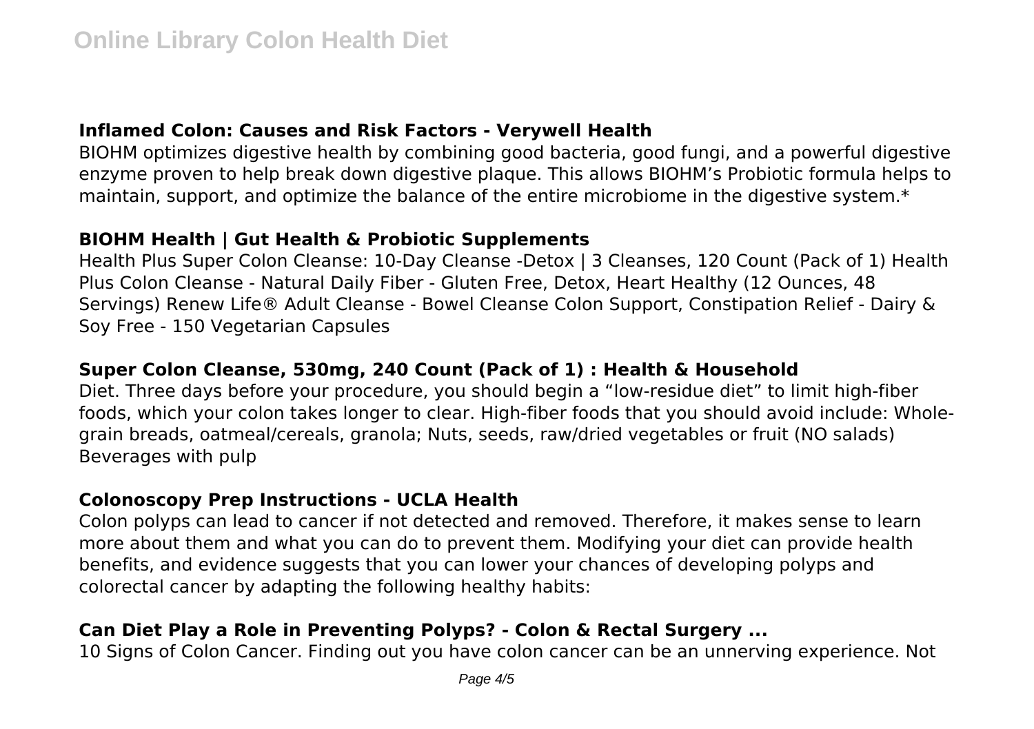### Inflamed Colon: Causes and Risk Factors - Verywell Health

BIOHM optimizes digestive health by combining good bacteria, good fungi, and a powerful digestive enzyme proven to help break down digestive plaque. This allows BIOHM's Probiotic formula helps to maintain, support, and optimize the balance of the entire microbiome in the digestive system.*

### BIOHM Health | Gut Health & Probiotic Supplements

Health Plus Super Colon Cleanse: 10-Day Cleanse -Detox | 3 Cleanses, 120 Count (Pack of 1) Health Plus Colon Cleanse - Natural Daily Fiber - Gluten Free, Detox, Heart Healthy (12 Ounces, 48 Servings) Renew Life® Adult Cleanse - Bowel Cleanse Colon Support, Constipation Relief - Dairy & Soy Free - 150 Vegetarian Capsules

### Super Colon Cleanse, 530mg, 240 Count (Pack of 1) : Health & Household

Diet. Three days before your procedure, you should begin a "low-residue diet" to limit high-fiber foods, which your colon takes longer to clear. High-fiber foods that you should avoid include: Whole-grain breads, oatmeal/cereals, granola; Nuts, seeds, raw/dried vegetables or fruit (NO salads) Beverages with pulp

### Colonoscopy Prep Instructions - UCLA Health

Colon polyps can lead to cancer if not detected and removed. Therefore, it makes sense to learn more about them and what you can do to prevent them. Modifying your diet can provide health benefits, and evidence suggests that you can lower your chances of developing polyps and colorectal cancer by adapting the following healthy habits:

### Can Diet Play a Role in Preventing Polyps? - Colon & Rectal Surgery ...

10 Signs of Colon Cancer. Finding out you have colon cancer can be an unnerving experience. Not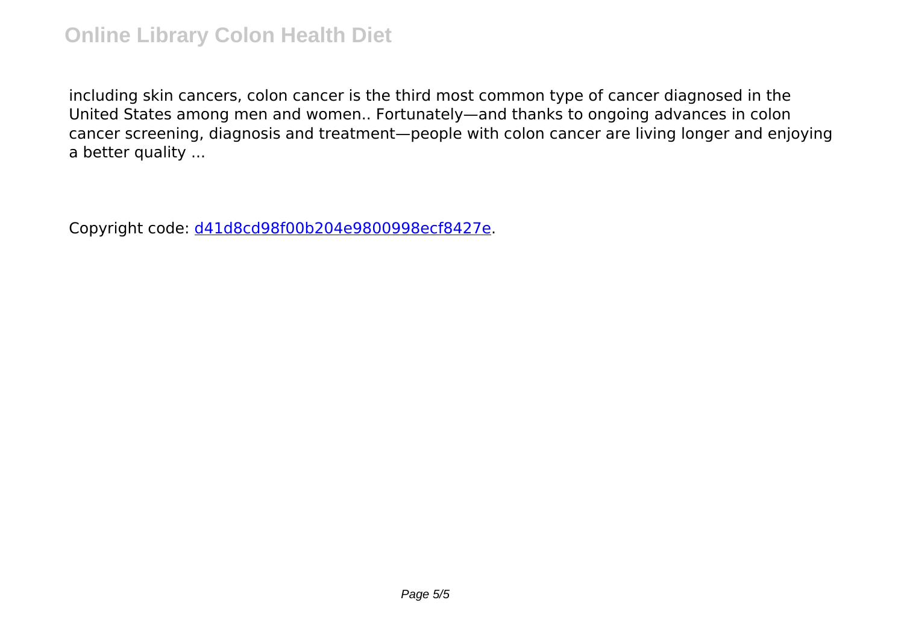including skin cancers, colon cancer is the third most common type of cancer diagnosed in the United States among men and women.. Fortunately—and thanks to ongoing advances in colon cancer screening, diagnosis and treatment—people with colon cancer are living longer and enjoying a better quality ...

Copyright code: [d41d8cd98f00b204e9800998ecf8427e](d41d8cd98f00b204e9800998ecf8427e).